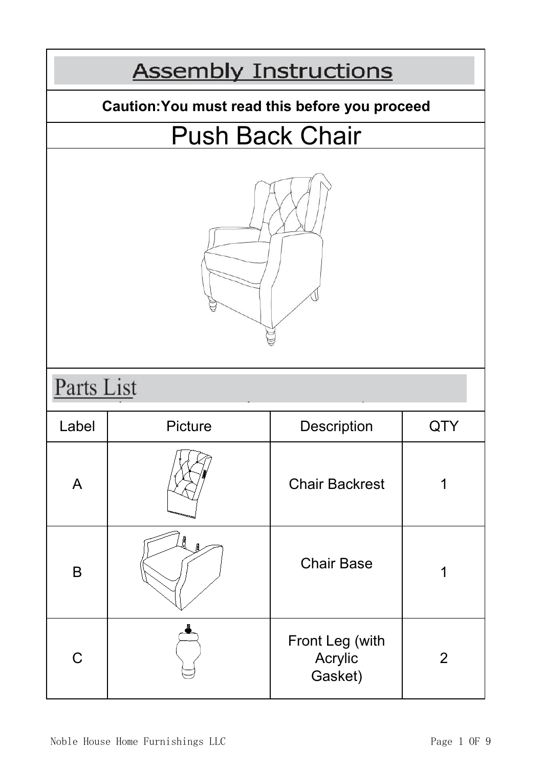# Assembly Instructions

**Caution:You must read this before you proceed**

# Push Back Chair

## Parts List

| Label | Picture | Description | QTY |
|---|---|---|---|
| A | | Chair Backrest | 1 |
| B | | Chair Base | 1 |
| C | | Front Leg (with Acrylic Gasket) | 2 |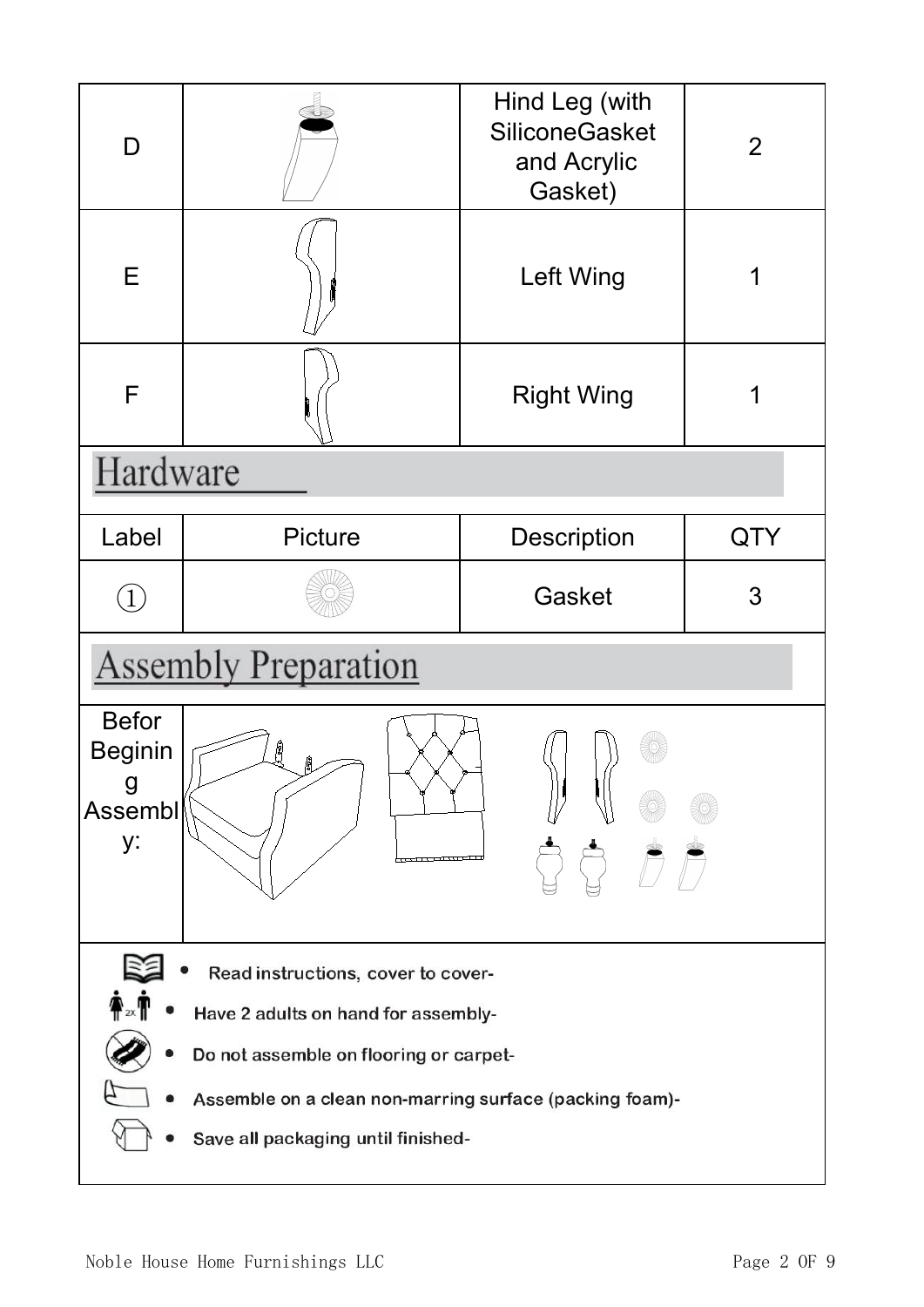| D | | Hind Leg (with SiliconeGasket and Acrylic Gasket) | 2 |
|---|---|---|---|
| E | | Left Wing | 1 |
| F | | Right Wing | 1 |

## Hardware

| Label | Picture | Description | QTY |
|---|---|---|---|
| ① | | Gasket | 3 |

## Assembly Preparation

| Befor Beginin g Assembl y: | |
|---|---|

- Read instructions, cover to cover-
- Have 2 adults on hand for assembly-
- Do not assemble on flooring or carpet-
- Assemble on a clean non-marring surface (packing foam)-
- Save all packaging until finished-

Noble House Home Furnishings LLC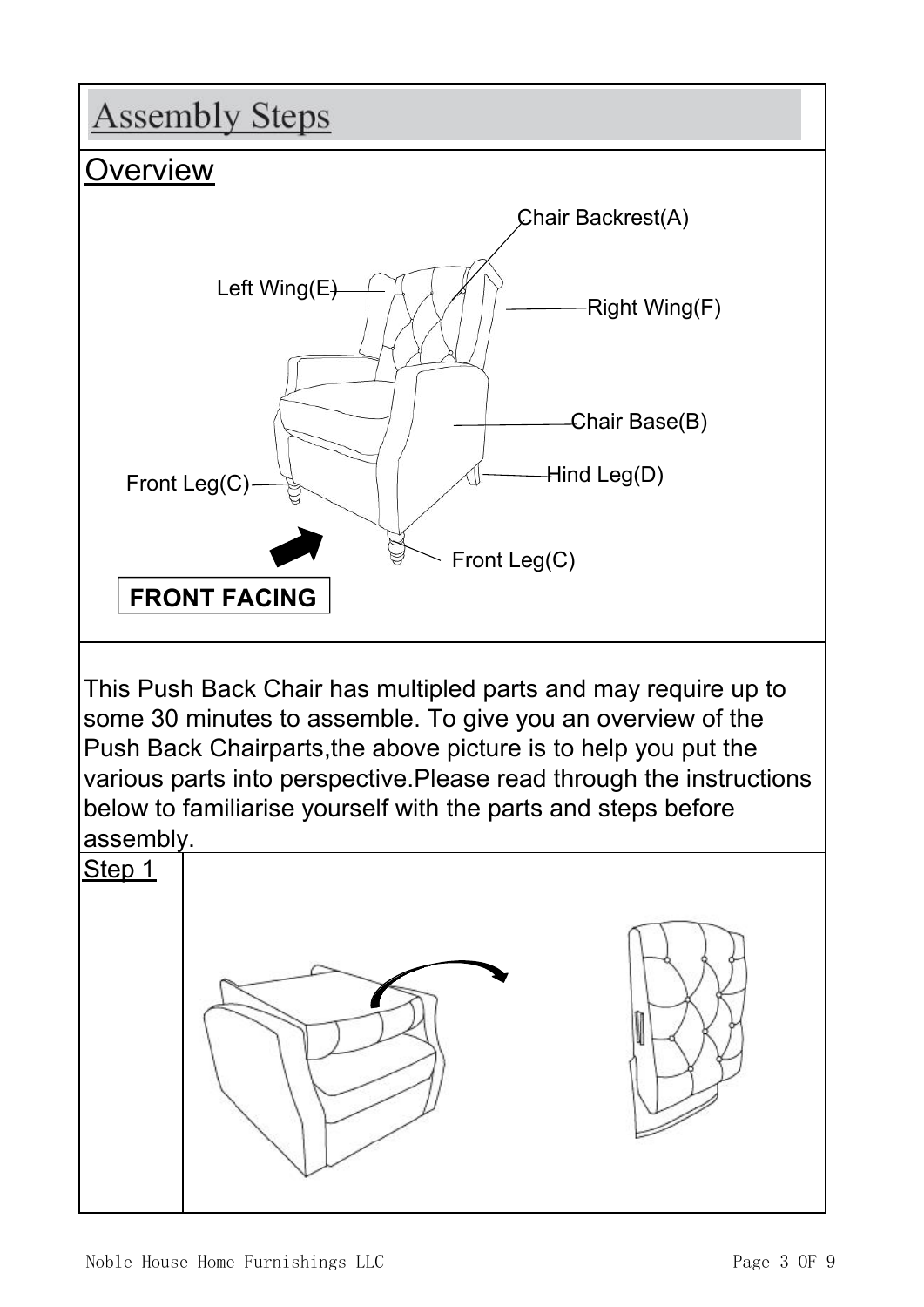# Assembly Steps

## Overview

Chair Backrest(A)

Left Wing(E)

Right Wing(F)

Chair Base(B)

Front Leg(C)

Hind Leg(D)

Front Leg(C)

**FRONT FACING**

This Push Back Chair has multipled parts and may require up to some 30 minutes to assemble. To give you an overview of the Push Back Chairparts,the above picture is to help you put the various parts into perspective.Please read through the instructions below to familiarise yourself with the parts and steps before assembly.

## Step 1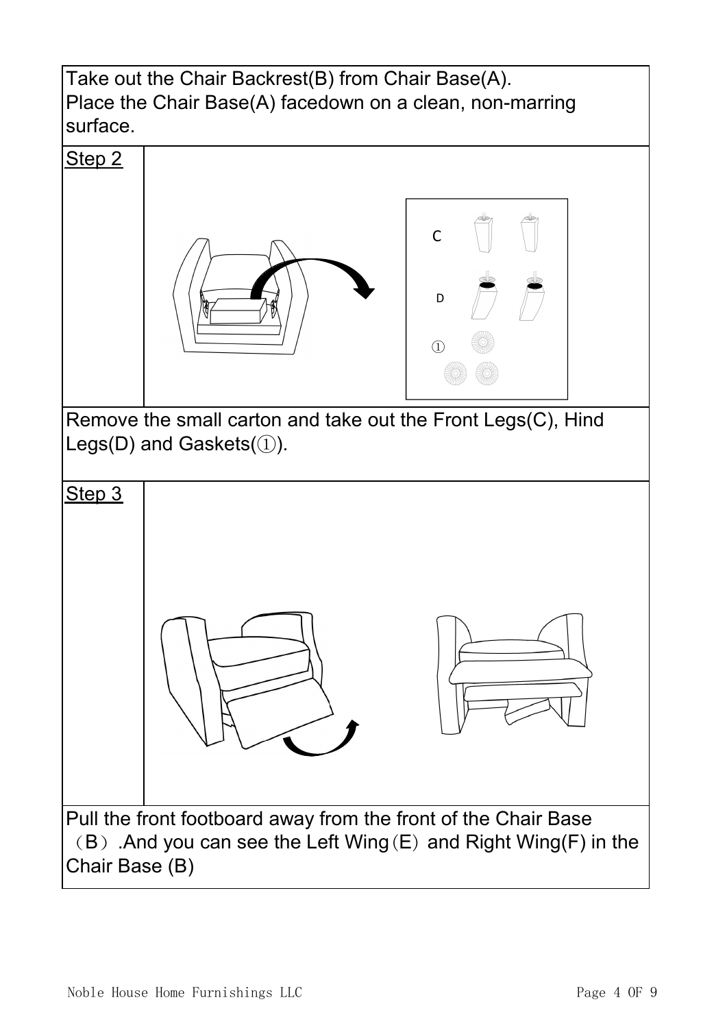Take out the Chair Backrest(B) from Chair Base(A).
Place the Chair Base(A) facedown on a clean, non-marring surface.

Step 2

C

D

①

Remove the small carton and take out the Front Legs(C), Hind Legs(D) and Gaskets(①).

Step 3

Pull the front footboard away from the front of the Chair Base（B）.And you can see the Left Wing(E) and Right Wing(F) in the Chair Base (B)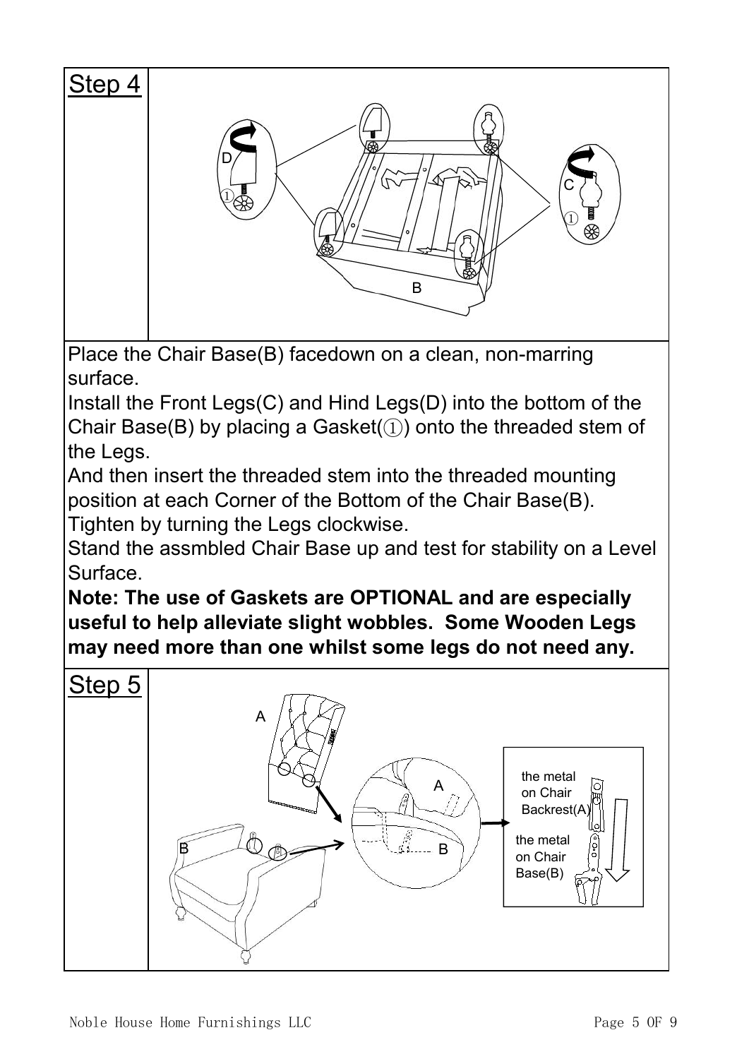## Step 4

Place the Chair Base(B) facedown on a clean, non-marring surface.

Install the Front Legs(C) and Hind Legs(D) into the bottom of the Chair Base(B) by placing a Gasket(①) onto the threaded stem of the Legs.

And then insert the threaded stem into the threaded mounting position at each Corner of the Bottom of the Chair Base(B).

Tighten by turning the Legs clockwise.

Stand the assmbled Chair Base up and test for stability on a Level Surface.

**Note: The use of Gaskets are OPTIONAL and are especially useful to help alleviate slight wobbles. Some Wooden Legs may need more than one whilst some legs do not need any.**

## Step 5

A

B

the metal on Chair Backrest(A)

the metal on Chair Base(B)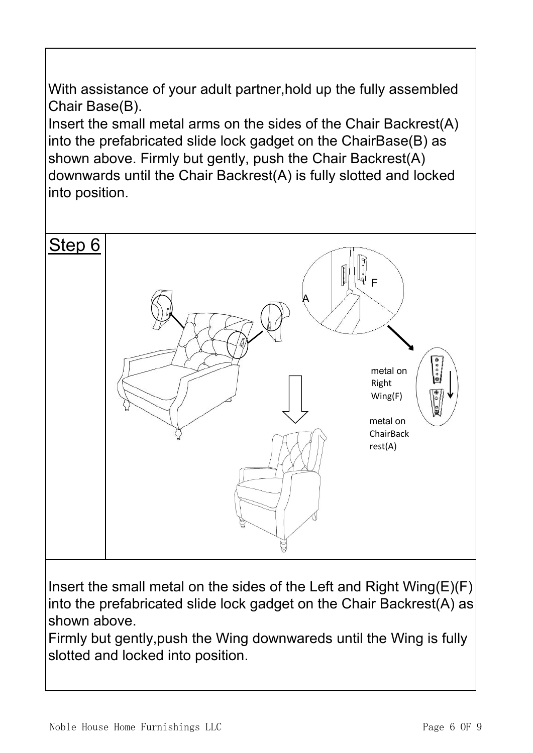With assistance of your adult partner,hold up the fully assembled Chair Base(B).
Insert the small metal arms on the sides of the Chair Backrest(A) into the prefabricated slide lock gadget on the ChairBase(B) as shown above. Firmly but gently, push the Chair Backrest(A) downwards until the Chair Backrest(A) is fully slotted and locked into position.

## Step 6

F

A

metal on Right Wing(F)

metal on ChairBackrest(A)

Insert the small metal on the sides of the Left and Right Wing(E)(F) into the prefabricated slide lock gadget on the Chair Backrest(A) as shown above.
Firmly but gently,push the Wing downwareds until the Wing is fully slotted and locked into position.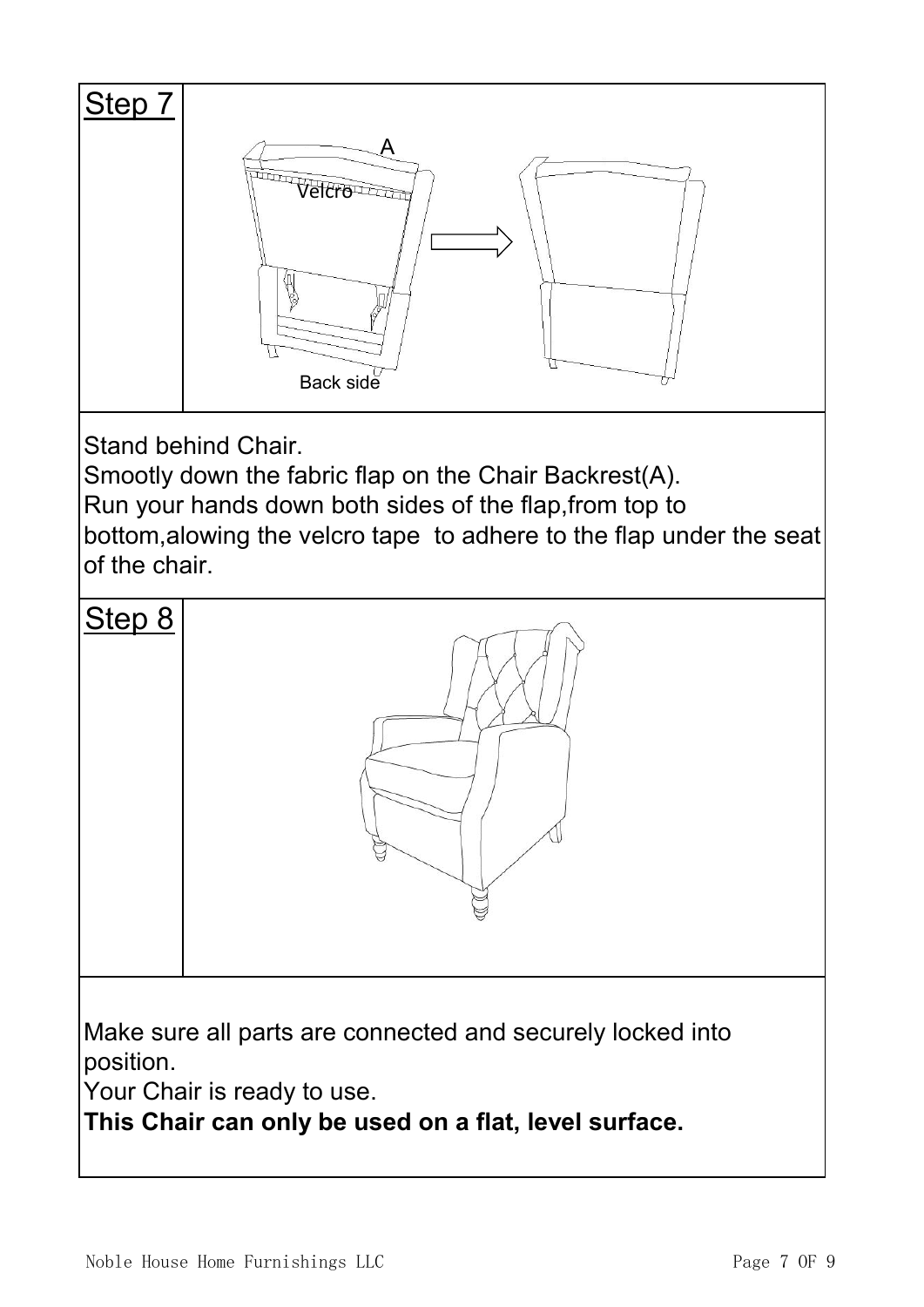## Step 7

A

Velcro

Back side

Stand behind Chair.
Smootly down the fabric flap on the Chair Backrest(A).
Run your hands down both sides of the flap,from top to bottom,alowing the velcro tape to adhere to the flap under the seat of the chair.

## Step 8

Make sure all parts are connected and securely locked into position.
Your Chair is ready to use.
**This Chair can only be used on a flat, level surface.**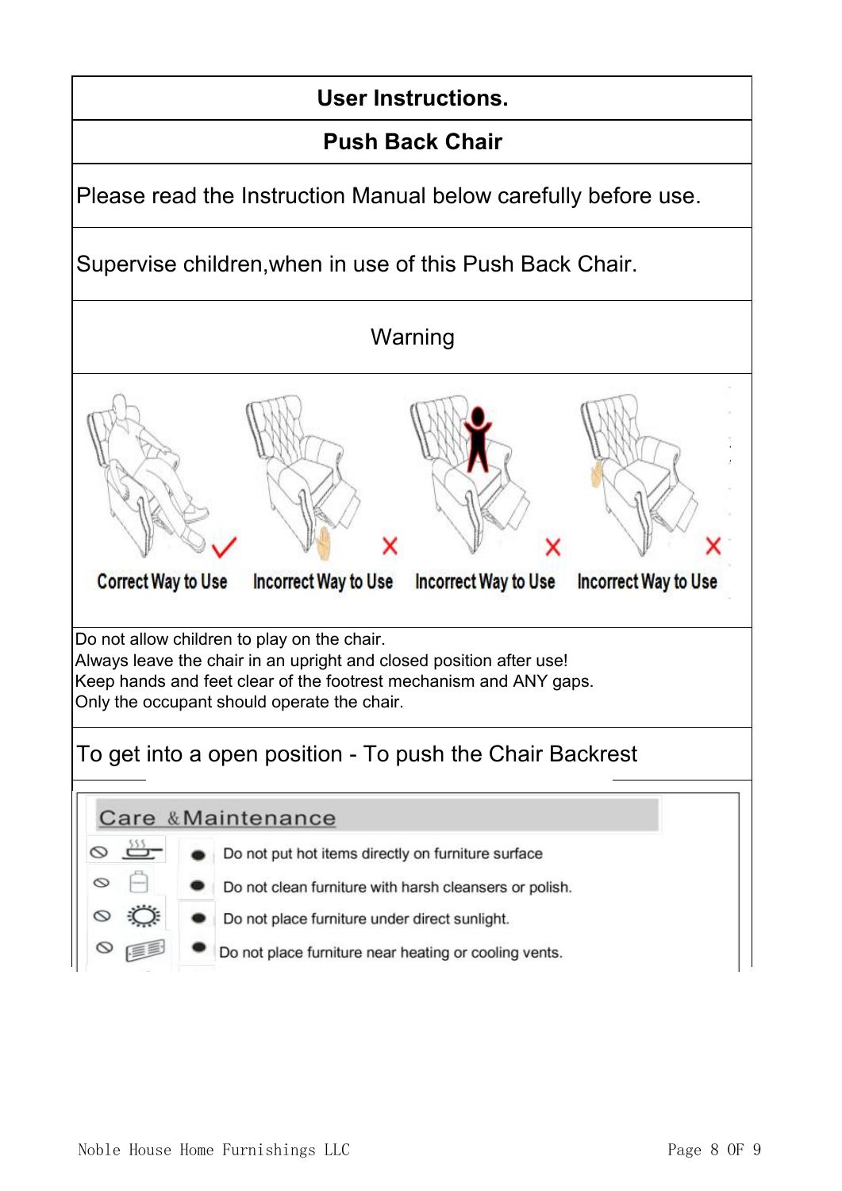## User Instructions.

## Push Back Chair

Please read the Instruction Manual below carefully before use.

Supervise children,when in use of this Push Back Chair.

### Warning

| Correct Way to Use | Incorrect Way to Use | Incorrect Way to Use | Incorrect Way to Use |
|---|---|---|---|
| ✓ | ✗ | ✗ | ✗ |

Do not allow children to play on the chair.
Always leave the chair in an upright and closed position after use!
Keep hands and feet clear of the footrest mechanism and ANY gaps.
Only the occupant should operate the chair.

To get into a open position - To push the Chair Backrest

### Care &Maintenance

- Do not put hot items directly on furniture surface
- Do not clean furniture with harsh cleansers or polish.
- Do not place furniture under direct sunlight.
- Do not place furniture near heating or cooling vents.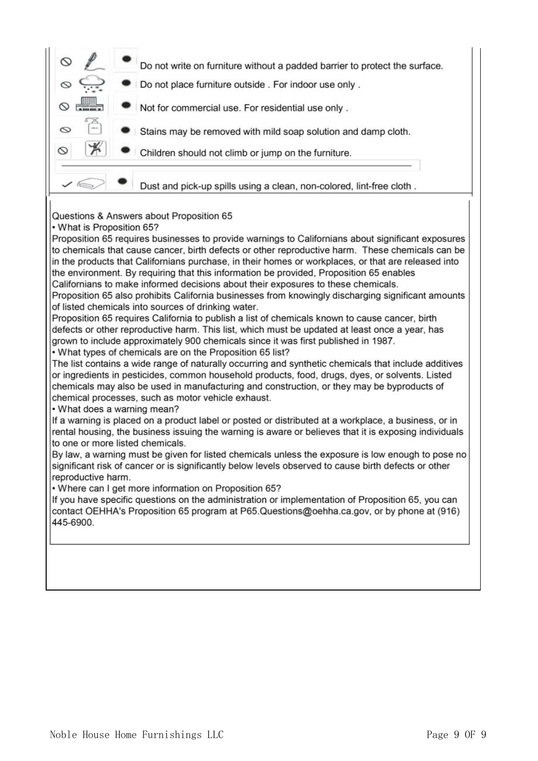- Do not write on furniture without a padded barrier to protect the surface.
- Do not place furniture outside . For indoor use only .
- Not for commercial use. For residential use only .
- Stains may be removed with mild soap solution and damp cloth.
- Children should not climb or jump on the furniture.

---

- Dust and pick-up spills using a clean, non-colored, lint-free cloth .

Questions & Answers about Proposition 65

• What is Proposition 65?

Proposition 65 requires businesses to provide warnings to Californians about significant exposures to chemicals that cause cancer, birth defects or other reproductive harm. These chemicals can be in the products that Californians purchase, in their homes or workplaces, or that are released into the environment. By requiring that this information be provided, Proposition 65 enables Californians to make informed decisions about their exposures to these chemicals.

Proposition 65 also prohibits California businesses from knowingly discharging significant amounts of listed chemicals into sources of drinking water.

Proposition 65 requires California to publish a list of chemicals known to cause cancer, birth defects or other reproductive harm. This list, which must be updated at least once a year, has grown to include approximately 900 chemicals since it was first published in 1987.

• What types of chemicals are on the Proposition 65 list?

The list contains a wide range of naturally occurring and synthetic chemicals that include additives or ingredients in pesticides, common household products, food, drugs, dyes, or solvents. Listed chemicals may also be used in manufacturing and construction, or they may be byproducts of chemical processes, such as motor vehicle exhaust.

• What does a warning mean?

If a warning is placed on a product label or posted or distributed at a workplace, a business, or in rental housing, the business issuing the warning is aware or believes that it is exposing individuals to one or more listed chemicals.

By law, a warning must be given for listed chemicals unless the exposure is low enough to pose no significant risk of cancer or is significantly below levels observed to cause birth defects or other reproductive harm.

• Where can I get more information on Proposition 65?

If you have specific questions on the administration or implementation of Proposition 65, you can contact OEHHA's Proposition 65 program at P65.Questions@oehha.ca.gov, or by phone at (916) 445-6900.